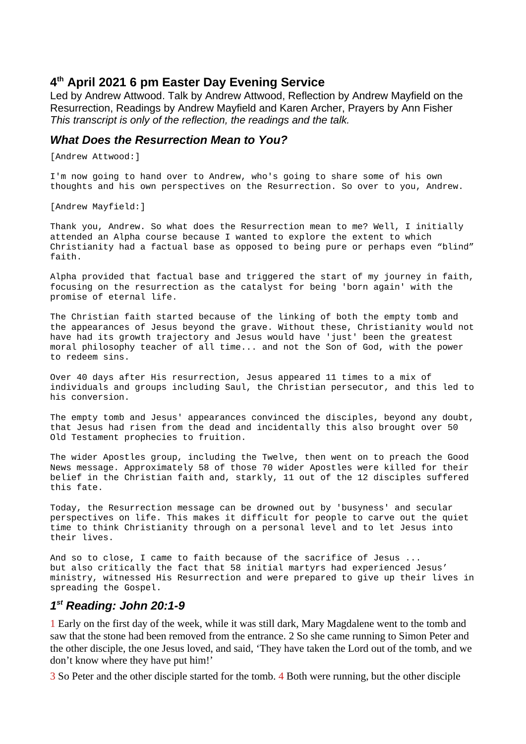## 4th April 2021 6 pm Easter Day Evening Service

Led by Andrew Attwood. Talk by Andrew Attwood, Reflection by Andrew Mayfield on the Resurrection, Readings by Andrew Mayfield and Karen Archer, Prayers by Ann Fisher
*This transcript is only of the reflection, the readings and the talk.*

### *What Does the Resurrection Mean to You?*

[Andrew Attwood:]

I'm now going to hand over to Andrew, who's going to share some of his own thoughts and his own perspectives on the Resurrection. So over to you, Andrew.

[Andrew Mayfield:]

Thank you, Andrew. So what does the Resurrection mean to me? Well, I initially attended an Alpha course because I wanted to explore the extent to which Christianity had a factual base as opposed to being pure or perhaps even "blind" faith.

Alpha provided that factual base and triggered the start of my journey in faith, focusing on the resurrection as the catalyst for being 'born again' with the promise of eternal life.

The Christian faith started because of the linking of both the empty tomb and the appearances of Jesus beyond the grave. Without these, Christianity would not have had its growth trajectory and Jesus would have 'just' been the greatest moral philosophy teacher of all time... and not the Son of God, with the power to redeem sins.

Over 40 days after His resurrection, Jesus appeared 11 times to a mix of individuals and groups including Saul, the Christian persecutor, and this led to his conversion.

The empty tomb and Jesus' appearances convinced the disciples, beyond any doubt, that Jesus had risen from the dead and incidentally this also brought over 50 Old Testament prophecies to fruition.

The wider Apostles group, including the Twelve, then went on to preach the Good News message. Approximately 58 of those 70 wider Apostles were killed for their belief in the Christian faith and, starkly, 11 out of the 12 disciples suffered this fate.

Today, the Resurrection message can be drowned out by 'busyness' and secular perspectives on life. This makes it difficult for people to carve out the quiet time to think Christianity through on a personal level and to let Jesus into their lives.

And so to close, I came to faith because of the sacrifice of Jesus ...
but also critically the fact that 58 initial martyrs had experienced Jesus' ministry, witnessed His Resurrection and were prepared to give up their lives in spreading the Gospel.

### *1st Reading: John 20:1-9*

1 Early on the first day of the week, while it was still dark, Mary Magdalene went to the tomb and saw that the stone had been removed from the entrance. 2 So she came running to Simon Peter and the other disciple, the one Jesus loved, and said, 'They have taken the Lord out of the tomb, and we don't know where they have put him!'

3 So Peter and the other disciple started for the tomb. 4 Both were running, but the other disciple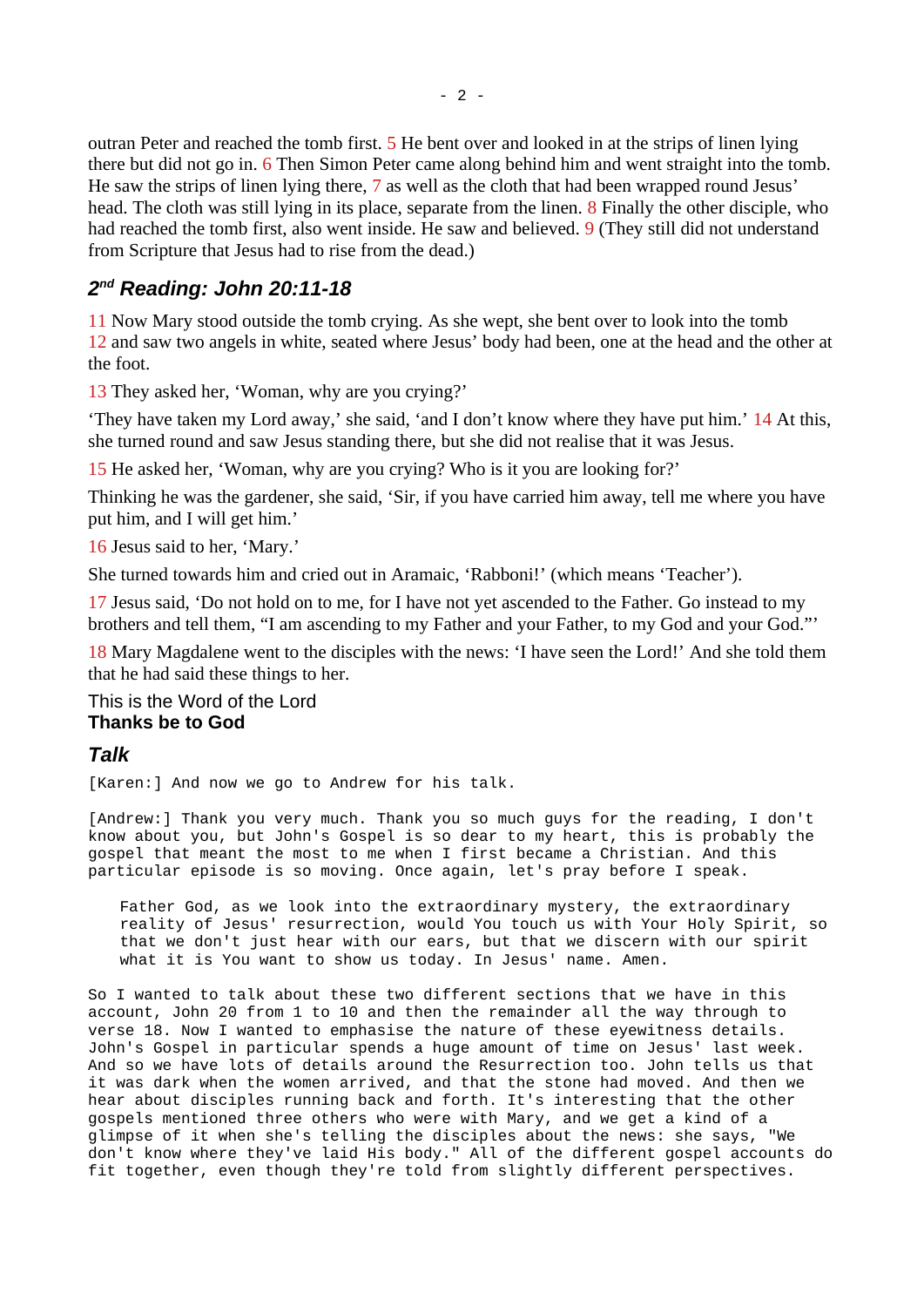outran Peter and reached the tomb first. 5 He bent over and looked in at the strips of linen lying there but did not go in. 6 Then Simon Peter came along behind him and went straight into the tomb. He saw the strips of linen lying there, 7 as well as the cloth that had been wrapped round Jesus' head. The cloth was still lying in its place, separate from the linen. 8 Finally the other disciple, who had reached the tomb first, also went inside. He saw and believed. 9 (They still did not understand from Scripture that Jesus had to rise from the dead.)

## *2nd Reading: John 20:11-18*

11 Now Mary stood outside the tomb crying. As she wept, she bent over to look into the tomb 12 and saw two angels in white, seated where Jesus' body had been, one at the head and the other at the foot.

13 They asked her, 'Woman, why are you crying?'

'They have taken my Lord away,' she said, 'and I don't know where they have put him.' 14 At this, she turned round and saw Jesus standing there, but she did not realise that it was Jesus.

15 He asked her, 'Woman, why are you crying? Who is it you are looking for?'

Thinking he was the gardener, she said, 'Sir, if you have carried him away, tell me where you have put him, and I will get him.'

16 Jesus said to her, 'Mary.'

She turned towards him and cried out in Aramaic, 'Rabboni!' (which means 'Teacher').

17 Jesus said, 'Do not hold on to me, for I have not yet ascended to the Father. Go instead to my brothers and tell them, "I am ascending to my Father and your Father, to my God and your God."'

18 Mary Magdalene went to the disciples with the news: 'I have seen the Lord!' And she told them that he had said these things to her.

This is the Word of the Lord
**Thanks be to God**

## *Talk*

[Karen:] And now we go to Andrew for his talk.

[Andrew:] Thank you very much. Thank you so much guys for the reading, I don't know about you, but John's Gospel is so dear to my heart, this is probably the gospel that meant the most to me when I first became a Christian. And this particular episode is so moving. Once again, let's pray before I speak.

> Father God, as we look into the extraordinary mystery, the extraordinary reality of Jesus' resurrection, would You touch us with Your Holy Spirit, so that we don't just hear with our ears, but that we discern with our spirit what it is You want to show us today. In Jesus' name. Amen.

So I wanted to talk about these two different sections that we have in this account, John 20 from 1 to 10 and then the remainder all the way through to verse 18. Now I wanted to emphasise the nature of these eyewitness details. John's Gospel in particular spends a huge amount of time on Jesus' last week. And so we have lots of details around the Resurrection too. John tells us that it was dark when the women arrived, and that the stone had moved. And then we hear about disciples running back and forth. It's interesting that the other gospels mentioned three others who were with Mary, and we get a kind of a glimpse of it when she's telling the disciples about the news: she says, "We don't know where they've laid His body." All of the different gospel accounts do fit together, even though they're told from slightly different perspectives.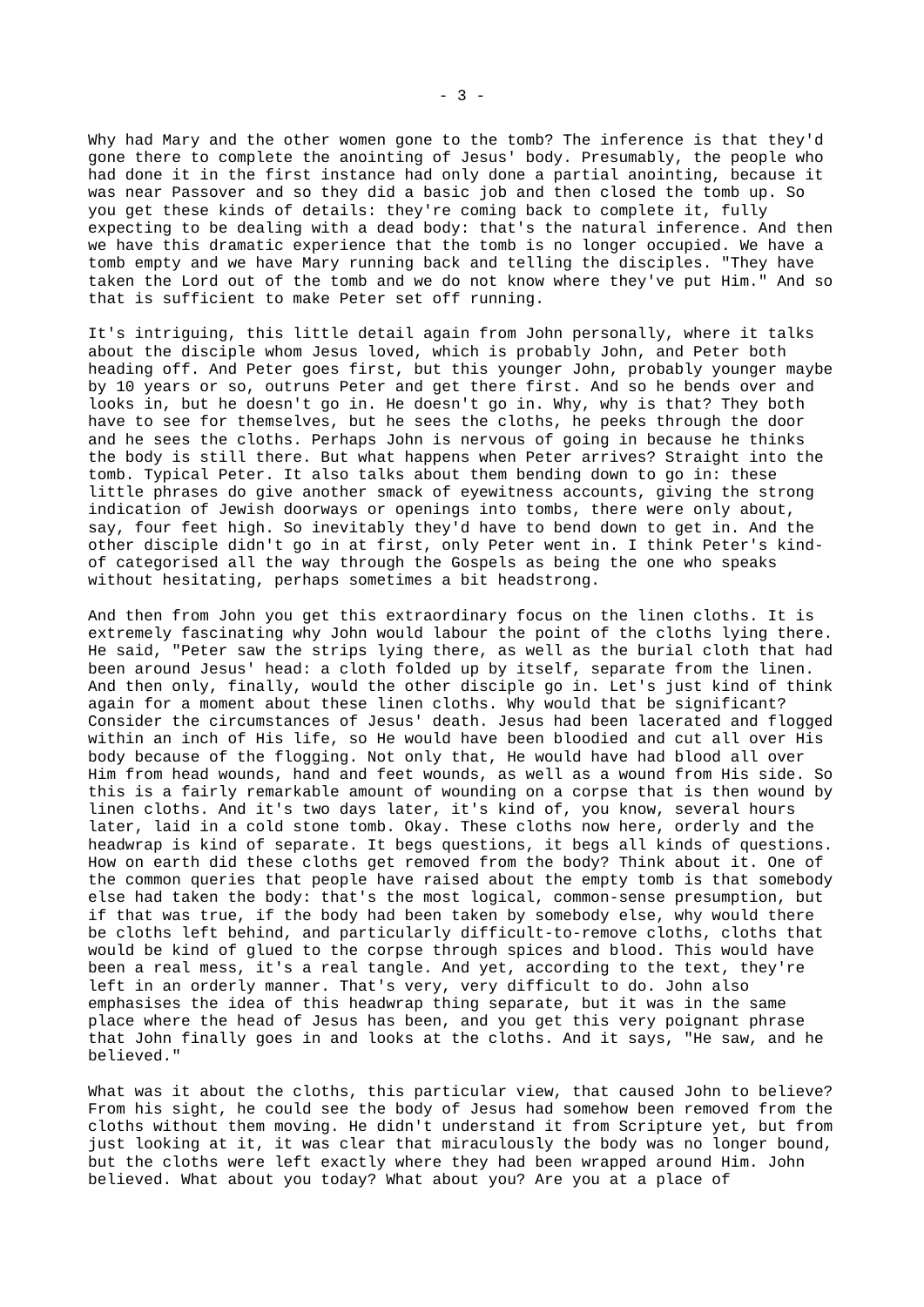Why had Mary and the other women gone to the tomb? The inference is that they'd gone there to complete the anointing of Jesus' body. Presumably, the people who had done it in the first instance had only done a partial anointing, because it was near Passover and so they did a basic job and then closed the tomb up. So you get these kinds of details: they're coming back to complete it, fully expecting to be dealing with a dead body: that's the natural inference. And then we have this dramatic experience that the tomb is no longer occupied. We have a tomb empty and we have Mary running back and telling the disciples. "They have taken the Lord out of the tomb and we do not know where they've put Him." And so that is sufficient to make Peter set off running.

It's intriguing, this little detail again from John personally, where it talks about the disciple whom Jesus loved, which is probably John, and Peter both heading off. And Peter goes first, but this younger John, probably younger maybe by 10 years or so, outruns Peter and get there first. And so he bends over and looks in, but he doesn't go in. He doesn't go in. Why, why is that? They both have to see for themselves, but he sees the cloths, he peeks through the door and he sees the cloths. Perhaps John is nervous of going in because he thinks the body is still there. But what happens when Peter arrives? Straight into the tomb. Typical Peter. It also talks about them bending down to go in: these little phrases do give another smack of eyewitness accounts, giving the strong indication of Jewish doorways or openings into tombs, there were only about, say, four feet high. So inevitably they'd have to bend down to get in. And the other disciple didn't go in at first, only Peter went in. I think Peter's kind-of categorised all the way through the Gospels as being the one who speaks without hesitating, perhaps sometimes a bit headstrong.

And then from John you get this extraordinary focus on the linen cloths. It is extremely fascinating why John would labour the point of the cloths lying there. He said, "Peter saw the strips lying there, as well as the burial cloth that had been around Jesus' head: a cloth folded up by itself, separate from the linen. And then only, finally, would the other disciple go in. Let's just kind of think again for a moment about these linen cloths. Why would that be significant? Consider the circumstances of Jesus' death. Jesus had been lacerated and flogged within an inch of His life, so He would have been bloodied and cut all over His body because of the flogging. Not only that, He would have had blood all over Him from head wounds, hand and feet wounds, as well as a wound from His side. So this is a fairly remarkable amount of wounding on a corpse that is then wound by linen cloths. And it's two days later, it's kind of, you know, several hours later, laid in a cold stone tomb. Okay. These cloths now here, orderly and the headwrap is kind of separate. It begs questions, it begs all kinds of questions. How on earth did these cloths get removed from the body? Think about it. One of the common queries that people have raised about the empty tomb is that somebody else had taken the body: that's the most logical, common-sense presumption, but if that was true, if the body had been taken by somebody else, why would there be cloths left behind, and particularly difficult-to-remove cloths, cloths that would be kind of glued to the corpse through spices and blood. This would have been a real mess, it's a real tangle. And yet, according to the text, they're left in an orderly manner. That's very, very difficult to do. John also emphasises the idea of this headwrap thing separate, but it was in the same place where the head of Jesus has been, and you get this very poignant phrase that John finally goes in and looks at the cloths. And it says, "He saw, and he believed."

What was it about the cloths, this particular view, that caused John to believe? From his sight, he could see the body of Jesus had somehow been removed from the cloths without them moving. He didn't understand it from Scripture yet, but from just looking at it, it was clear that miraculously the body was no longer bound, but the cloths were left exactly where they had been wrapped around Him. John believed. What about you today? What about you? Are you at a place of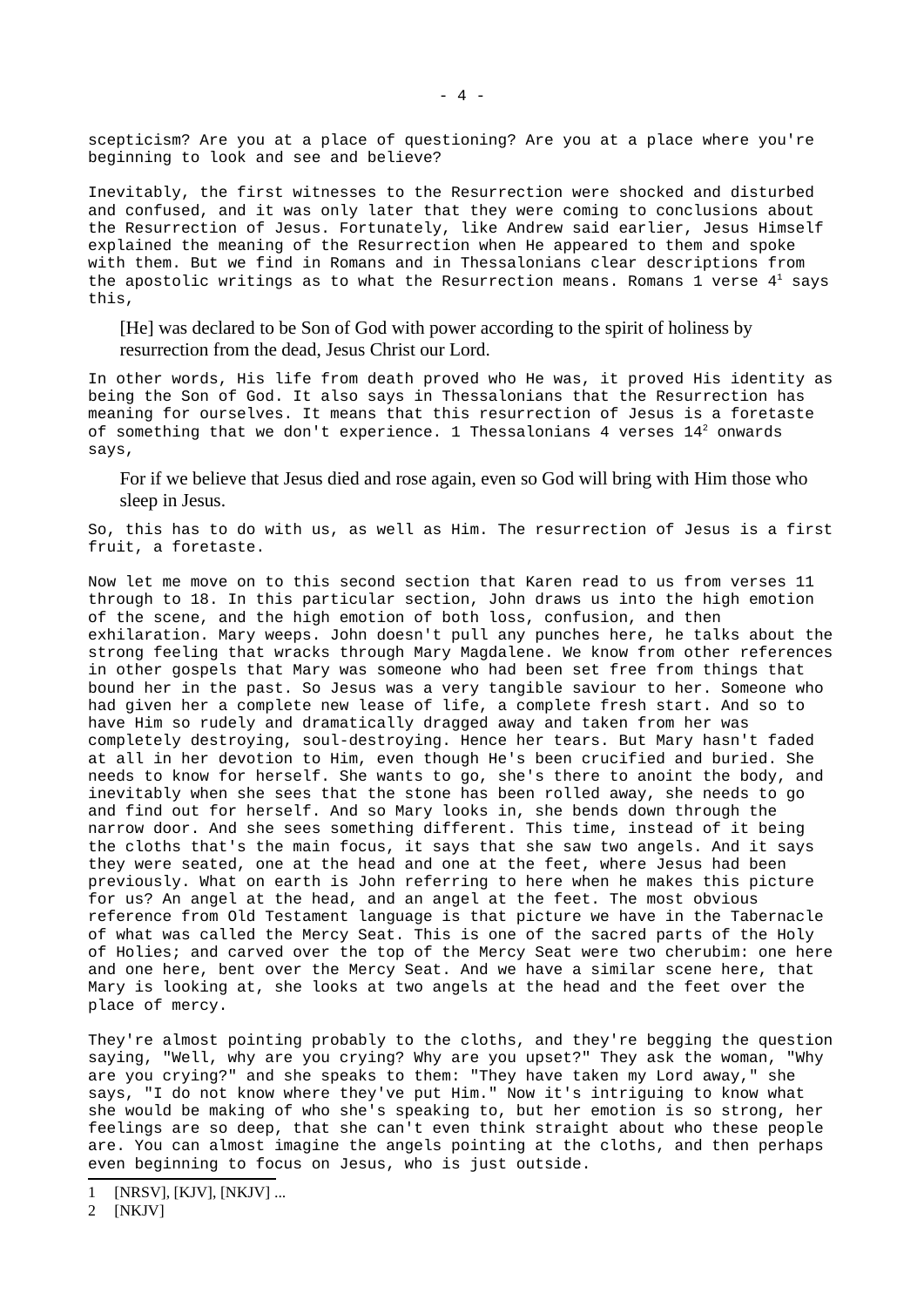scepticism? Are you at a place of questioning? Are you at a place where you're beginning to look and see and believe?

Inevitably, the first witnesses to the Resurrection were shocked and disturbed and confused, and it was only later that they were coming to conclusions about the Resurrection of Jesus. Fortunately, like Andrew said earlier, Jesus Himself explained the meaning of the Resurrection when He appeared to them and spoke with them. But we find in Romans and in Thessalonians clear descriptions from the apostolic writings as to what the Resurrection means. Romans 1 verse 4[1] says this,

> [He] was declared to be Son of God with power according to the spirit of holiness by resurrection from the dead, Jesus Christ our Lord.

In other words, His life from death proved who He was, it proved His identity as being the Son of God. It also says in Thessalonians that the Resurrection has meaning for ourselves. It means that this resurrection of Jesus is a foretaste of something that we don't experience. 1 Thessalonians 4 verses 14[2] onwards says,

> For if we believe that Jesus died and rose again, even so God will bring with Him those who sleep in Jesus.

So, this has to do with us, as well as Him. The resurrection of Jesus is a first fruit, a foretaste.

Now let me move on to this second section that Karen read to us from verses 11 through to 18. In this particular section, John draws us into the high emotion of the scene, and the high emotion of both loss, confusion, and then exhilaration. Mary weeps. John doesn't pull any punches here, he talks about the strong feeling that wracks through Mary Magdalene. We know from other references in other gospels that Mary was someone who had been set free from things that bound her in the past. So Jesus was a very tangible saviour to her. Someone who had given her a complete new lease of life, a complete fresh start. And so to have Him so rudely and dramatically dragged away and taken from her was completely destroying, soul-destroying. Hence her tears. But Mary hasn't faded at all in her devotion to Him, even though He's been crucified and buried. She needs to know for herself. She wants to go, she's there to anoint the body, and inevitably when she sees that the stone has been rolled away, she needs to go and find out for herself. And so Mary looks in, she bends down through the narrow door. And she sees something different. This time, instead of it being the cloths that's the main focus, it says that she saw two angels. And it says they were seated, one at the head and one at the feet, where Jesus had been previously. What on earth is John referring to here when he makes this picture for us? An angel at the head, and an angel at the feet. The most obvious reference from Old Testament language is that picture we have in the Tabernacle of what was called the Mercy Seat. This is one of the sacred parts of the Holy of Holies; and carved over the top of the Mercy Seat were two cherubim: one here and one here, bent over the Mercy Seat. And we have a similar scene here, that Mary is looking at, she looks at two angels at the head and the feet over the place of mercy.

They're almost pointing probably to the cloths, and they're begging the question saying, "Well, why are you crying? Why are you upset?" They ask the woman, "Why are you crying?" and she speaks to them: "They have taken my Lord away," she says, "I do not know where they've put Him." Now it's intriguing to know what she would be making of who she's speaking to, but her emotion is so strong, her feelings are so deep, that she can't even think straight about who these people are. You can almost imagine the angels pointing at the cloths, and then perhaps even beginning to focus on Jesus, who is just outside.

---

1 [NRSV], [KJV], [NKJV] ...

2 [NKJV]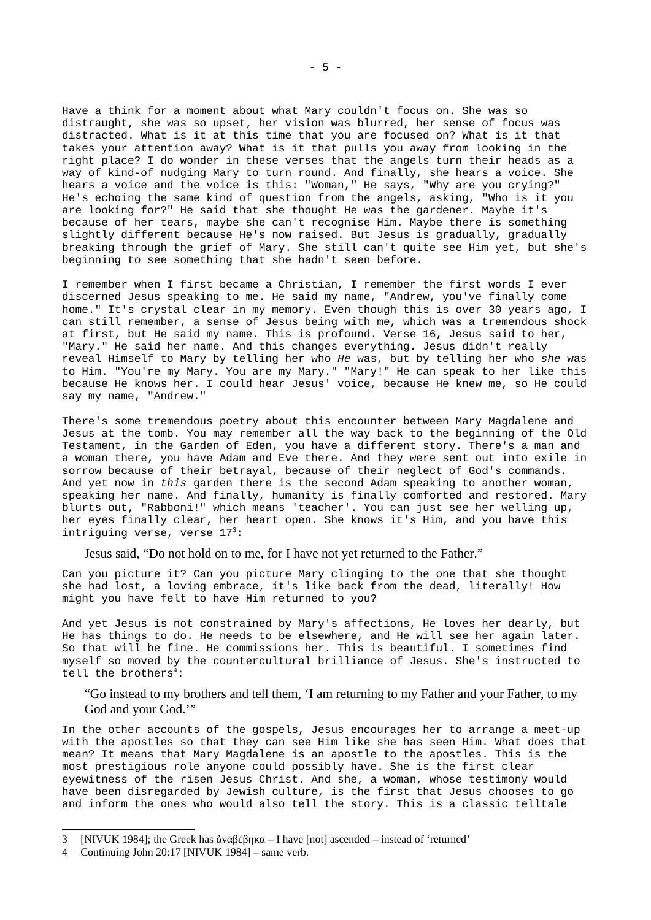Have a think for a moment about what Mary couldn't focus on. She was so distraught, she was so upset, her vision was blurred, her sense of focus was distracted. What is it at this time that you are focused on? What is it that takes your attention away? What is it that pulls you away from looking in the right place? I do wonder in these verses that the angels turn their heads as a way of kind-of nudging Mary to turn round. And finally, she hears a voice. She hears a voice and the voice is this: "Woman," He says, "Why are you crying?" He's echoing the same kind of question from the angels, asking, "Who is it you are looking for?" He said that she thought He was the gardener. Maybe it's because of her tears, maybe she can't recognise Him. Maybe there is something slightly different because He's now raised. But Jesus is gradually, gradually breaking through the grief of Mary. She still can't quite see Him yet, but she's beginning to see something that she hadn't seen before.

I remember when I first became a Christian, I remember the first words I ever discerned Jesus speaking to me. He said my name, "Andrew, you've finally come home." It's crystal clear in my memory. Even though this is over 30 years ago, I can still remember, a sense of Jesus being with me, which was a tremendous shock at first, but He said my name. This is profound. Verse 16, Jesus said to her, "Mary." He said her name. And this changes everything. Jesus didn't really reveal Himself to Mary by telling her who *He* was, but by telling her who *she* was to Him. "You're my Mary. You are my Mary." "Mary!" He can speak to her like this because He knows her. I could hear Jesus' voice, because He knew me, so He could say my name, "Andrew."

There's some tremendous poetry about this encounter between Mary Magdalene and Jesus at the tomb. You may remember all the way back to the beginning of the Old Testament, in the Garden of Eden, you have a different story. There's a man and a woman there, you have Adam and Eve there. And they were sent out into exile in sorrow because of their betrayal, because of their neglect of God's commands. And yet now in *this* garden there is the second Adam speaking to another woman, speaking her name. And finally, humanity is finally comforted and restored. Mary blurts out, "Rabboni!" which means 'teacher'. You can just see her welling up, her eyes finally clear, her heart open. She knows it's Him, and you have this intriguing verse, verse 17[3]:

> Jesus said, "Do not hold on to me, for I have not yet returned to the Father."

Can you picture it? Can you picture Mary clinging to the one that she thought she had lost, a loving embrace, it's like back from the dead, literally! How might you have felt to have Him returned to you?

And yet Jesus is not constrained by Mary's affections, He loves her dearly, but He has things to do. He needs to be elsewhere, and He will see her again later. So that will be fine. He commissions her. This is beautiful. I sometimes find myself so moved by the countercultural brilliance of Jesus. She's instructed to tell the brothers[4]:

> "Go instead to my brothers and tell them, 'I am returning to my Father and your Father, to my God and your God.'"

In the other accounts of the gospels, Jesus encourages her to arrange a meet-up with the apostles so that they can see Him like she has seen Him. What does that mean? It means that Mary Magdalene is an apostle to the apostles. This is the most prestigious role anyone could possibly have. She is the first clear eyewitness of the risen Jesus Christ. And she, a woman, whose testimony would have been disregarded by Jewish culture, is the first that Jesus chooses to go and inform the ones who would also tell the story. This is a classic telltale

---

3 [NIVUK 1984]; the Greek has ἀναβέβηκα – I have [not] ascended – instead of 'returned'

4 Continuing John 20:17 [NIVUK 1984] – same verb.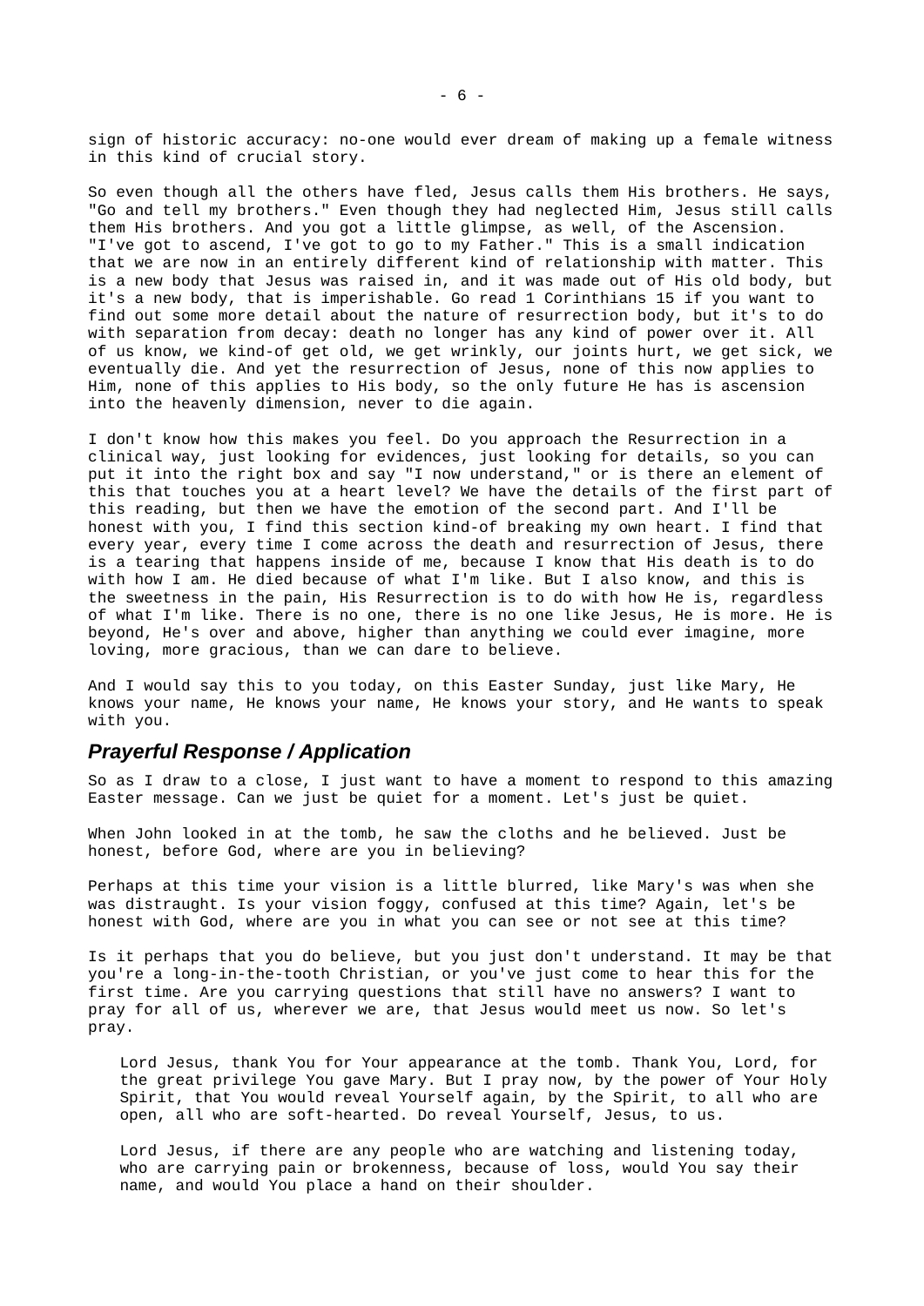sign of historic accuracy: no-one would ever dream of making up a female witness in this kind of crucial story.

So even though all the others have fled, Jesus calls them His brothers. He says, "Go and tell my brothers." Even though they had neglected Him, Jesus still calls them His brothers. And you got a little glimpse, as well, of the Ascension. "I've got to ascend, I've got to go to my Father." This is a small indication that we are now in an entirely different kind of relationship with matter. This is a new body that Jesus was raised in, and it was made out of His old body, but it's a new body, that is imperishable. Go read 1 Corinthians 15 if you want to find out some more detail about the nature of resurrection body, but it's to do with separation from decay: death no longer has any kind of power over it. All of us know, we kind-of get old, we get wrinkly, our joints hurt, we get sick, we eventually die. And yet the resurrection of Jesus, none of this now applies to Him, none of this applies to His body, so the only future He has is ascension into the heavenly dimension, never to die again.

I don't know how this makes you feel. Do you approach the Resurrection in a clinical way, just looking for evidences, just looking for details, so you can put it into the right box and say "I now understand," or is there an element of this that touches you at a heart level? We have the details of the first part of this reading, but then we have the emotion of the second part. And I'll be honest with you, I find this section kind-of breaking my own heart. I find that every year, every time I come across the death and resurrection of Jesus, there is a tearing that happens inside of me, because I know that His death is to do with how I am. He died because of what I'm like. But I also know, and this is the sweetness in the pain, His Resurrection is to do with how He is, regardless of what I'm like. There is no one, there is no one like Jesus, He is more. He is beyond, He's over and above, higher than anything we could ever imagine, more loving, more gracious, than we can dare to believe.

And I would say this to you today, on this Easter Sunday, just like Mary, He knows your name, He knows your name, He knows your story, and He wants to speak with you.

## *Prayerful Response / Application*

So as I draw to a close, I just want to have a moment to respond to this amazing Easter message. Can we just be quiet for a moment. Let's just be quiet.

When John looked in at the tomb, he saw the cloths and he believed. Just be honest, before God, where are you in believing?

Perhaps at this time your vision is a little blurred, like Mary's was when she was distraught. Is your vision foggy, confused at this time? Again, let's be honest with God, where are you in what you can see or not see at this time?

Is it perhaps that you do believe, but you just don't understand. It may be that you're a long-in-the-tooth Christian, or you've just come to hear this for the first time. Are you carrying questions that still have no answers? I want to pray for all of us, wherever we are, that Jesus would meet us now. So let's pray.

> Lord Jesus, thank You for Your appearance at the tomb. Thank You, Lord, for the great privilege You gave Mary. But I pray now, by the power of Your Holy Spirit, that You would reveal Yourself again, by the Spirit, to all who are open, all who are soft-hearted. Do reveal Yourself, Jesus, to us.
>
> Lord Jesus, if there are any people who are watching and listening today, who are carrying pain or brokenness, because of loss, would You say their name, and would You place a hand on their shoulder.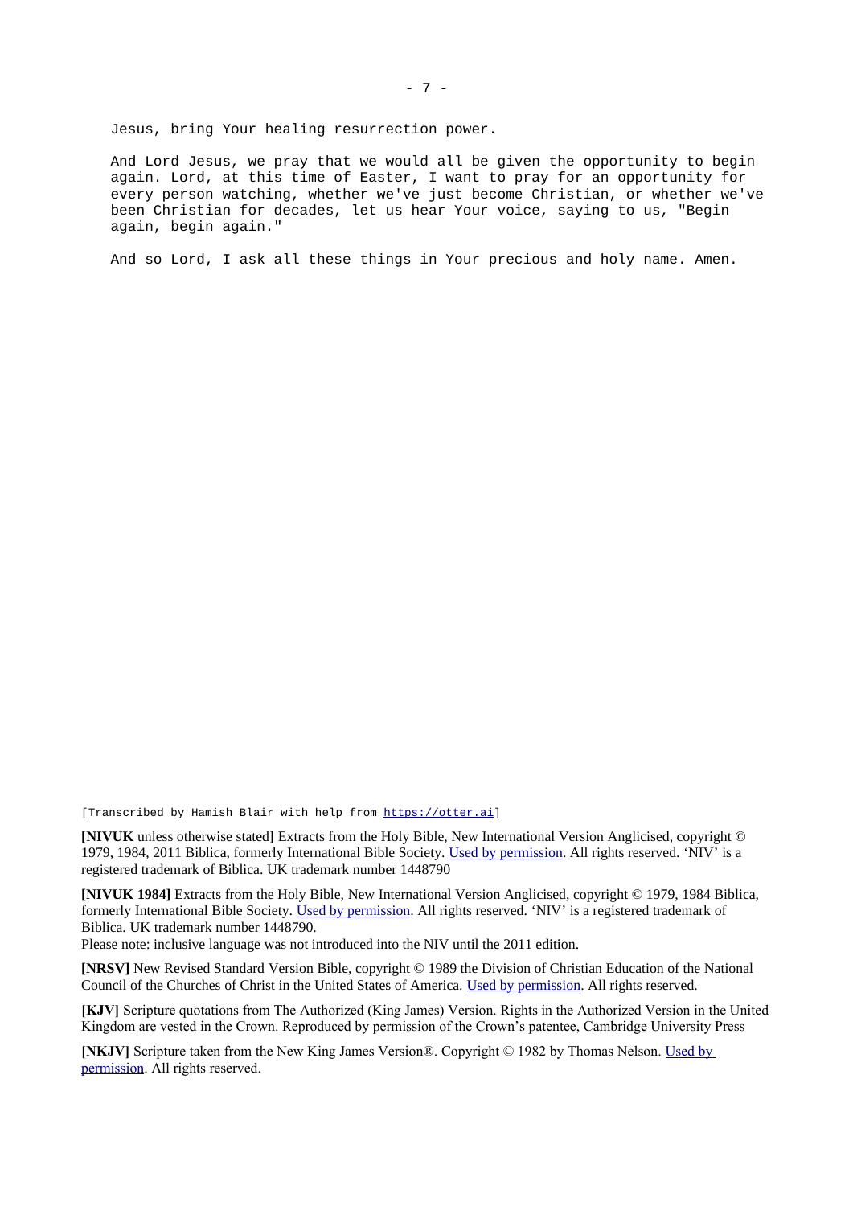Jesus, bring Your healing resurrection power.

And Lord Jesus, we pray that we would all be given the opportunity to begin again. Lord, at this time of Easter, I want to pray for an opportunity for every person watching, whether we've just become Christian, or whether we've been Christian for decades, let us hear Your voice, saying to us, "Begin again, begin again."

And so Lord, I ask all these things in Your precious and holy name. Amen.

[Transcribed by Hamish Blair with help from https://otter.ai]

**[NIVUK** unless otherwise stated**]** Extracts from the Holy Bible, New International Version Anglicised, copyright © 1979, 1984, 2011 Biblica, formerly International Bible Society. Used by permission. All rights reserved. 'NIV' is a registered trademark of Biblica. UK trademark number 1448790

**[NIVUK 1984]** Extracts from the Holy Bible, New International Version Anglicised, copyright © 1979, 1984 Biblica, formerly International Bible Society. Used by permission. All rights reserved. 'NIV' is a registered trademark of Biblica. UK trademark number 1448790.
Please note: inclusive language was not introduced into the NIV until the 2011 edition.

**[NRSV]** New Revised Standard Version Bible, copyright © 1989 the Division of Christian Education of the National Council of the Churches of Christ in the United States of America. Used by permission. All rights reserved.

**[KJV]** Scripture quotations from The Authorized (King James) Version. Rights in the Authorized Version in the United Kingdom are vested in the Crown. Reproduced by permission of the Crown's patentee, Cambridge University Press

**[NKJV]** Scripture taken from the New King James Version®. Copyright © 1982 by Thomas Nelson. Used by permission. All rights reserved.